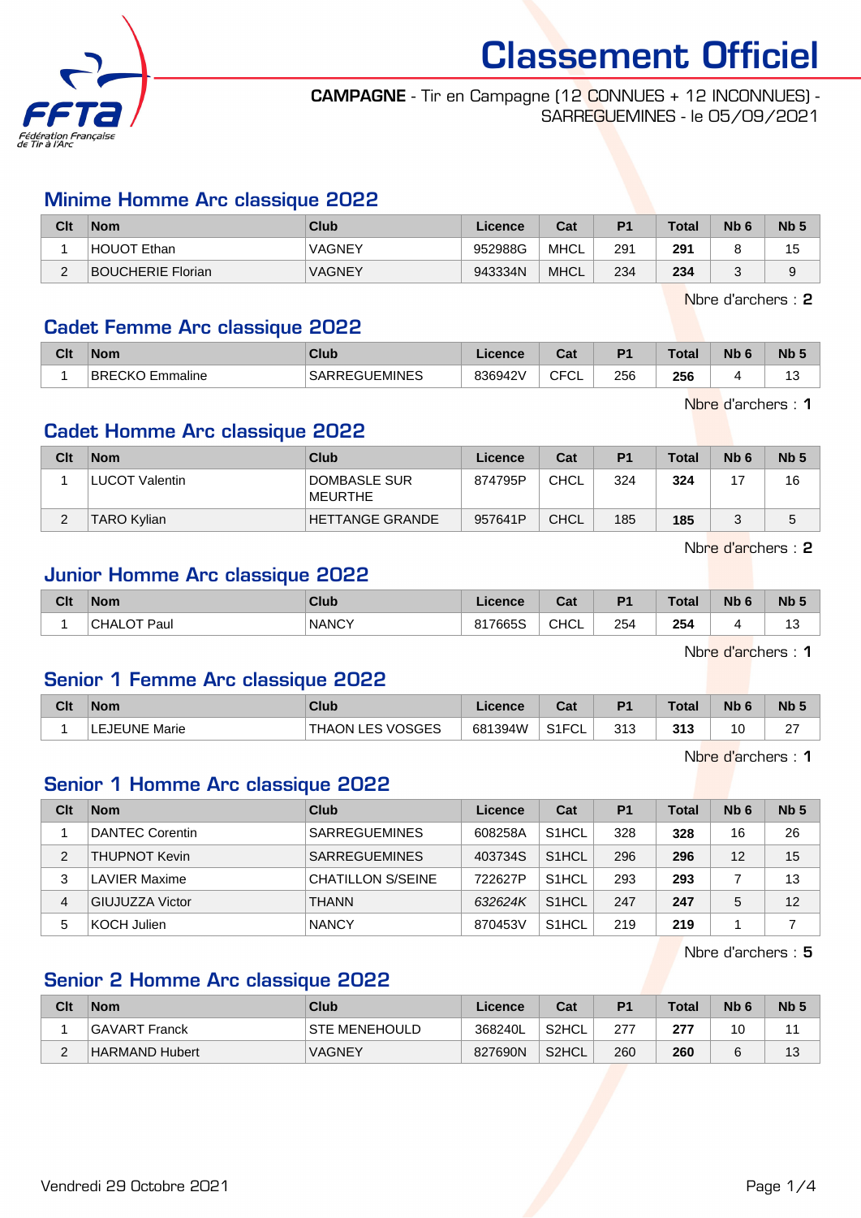# Classement Officiel

**CAMPAGNE** - Tir en Campagne (12 CONNUES + 12 INCONNUES) - SARREGUEMINES - le 05/09/2021

## Minime Homme Arc classique 2022

| Clt | Nom | Club | Licence | Cat | P1 | Total | Nb 6 | Nb 5 |
|---|---|---|---|---|---|---|---|---|
| 1 | HOUOT Ethan | VAGNEY | 952988G | MHCL | 291 | **291** | 8 | 15 |
| 2 | BOUCHERIE Florian | VAGNEY | 943334N | MHCL | 234 | **234** | 3 | 9 |

Nbre d'archers : **2**

## Cadet Femme Arc classique 2022

| Clt | Nom | Club | Licence | Cat | P1 | Total | Nb 6 | Nb 5 |
|---|---|---|---|---|---|---|---|---|
| 1 | BRECKO Emmaline | SARREGUEMINES | 836942V | CFCL | 256 | **256** | 4 | 13 |

Nbre d'archers : **1**

## Cadet Homme Arc classique 2022

| Clt | Nom | Club | Licence | Cat | P1 | Total | Nb 6 | Nb 5 |
|---|---|---|---|---|---|---|---|---|
| 1 | LUCOT Valentin | DOMBASLE SUR MEURTHE | 874795P | CHCL | 324 | **324** | 17 | 16 |
| 2 | TARO Kylian | HETTANGE GRANDE | 957641P | CHCL | 185 | **185** | 3 | 5 |

Nbre d'archers : **2**

## Junior Homme Arc classique 2022

| Clt | Nom | Club | Licence | Cat | P1 | Total | Nb 6 | Nb 5 |
|---|---|---|---|---|---|---|---|---|
| 1 | CHALOT Paul | NANCY | 817665S | CHCL | 254 | **254** | 4 | 13 |

Nbre d'archers : **1**

## Senior 1 Femme Arc classique 2022

| Clt | Nom | Club | Licence | Cat | P1 | Total | Nb 6 | Nb 5 |
|---|---|---|---|---|---|---|---|---|
| 1 | LEJEUNE Marie | THAON LES VOSGES | 681394W | S1FCL | 313 | **313** | 10 | 27 |

Nbre d'archers : **1**

## Senior 1 Homme Arc classique 2022

| Clt | Nom | Club | Licence | Cat | P1 | Total | Nb 6 | Nb 5 |
|---|---|---|---|---|---|---|---|---|
| 1 | DANTEC Corentin | SARREGUEMINES | 608258A | S1HCL | 328 | **328** | 16 | 26 |
| 2 | THUPNOT Kevin | SARREGUEMINES | 403734S | S1HCL | 296 | **296** | 12 | 15 |
| 3 | LAVIER Maxime | CHATILLON S/SEINE | 722627P | S1HCL | 293 | **293** | 7 | 13 |
| 4 | GIUJUZZA Victor | THANN | *632624K* | S1HCL | 247 | **247** | 5 | 12 |
| 5 | KOCH Julien | NANCY | 870453V | S1HCL | 219 | **219** | 1 | 7 |

Nbre d'archers : **5**

## Senior 2 Homme Arc classique 2022

| Clt | Nom | Club | Licence | Cat | P1 | Total | Nb 6 | Nb 5 |
|---|---|---|---|---|---|---|---|---|
| 1 | GAVART Franck | STE MENEHOULD | 368240L | S2HCL | 277 | **277** | 10 | 11 |
| 2 | HARMAND Hubert | VAGNEY | 827690N | S2HCL | 260 | **260** | 6 | 13 |

Vendredi 29 Octobre 2021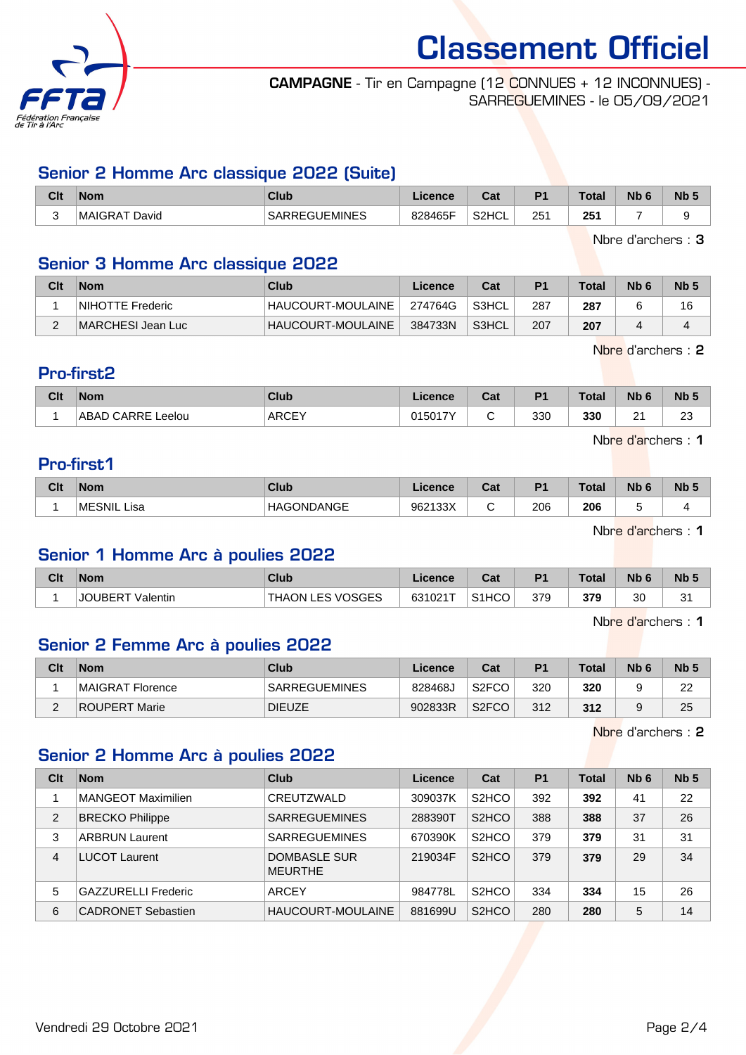# Classement Officiel

**CAMPAGNE** - Tir en Campagne (12 CONNUES + 12 INCONNUES) - SARREGUEMINES - le 05/09/2021

## Senior 2 Homme Arc classique 2022 (Suite)

| Clt | Nom | Club | Licence | Cat | P1 | Total | Nb 6 | Nb 5 |
|---|---|---|---|---|---|---|---|---|
| 3 | MAIGRAT David | SARREGUEMINES | 828465F | S2HCL | 251 | **251** | 7 | 9 |

Nbre d'archers : **3**

## Senior 3 Homme Arc classique 2022

| Clt | Nom | Club | Licence | Cat | P1 | Total | Nb 6 | Nb 5 |
|---|---|---|---|---|---|---|---|---|
| 1 | NIHOTTE Frederic | HAUCOURT-MOULAINE | 274764G | S3HCL | 287 | **287** | 6 | 16 |
| 2 | MARCHESI Jean Luc | HAUCOURT-MOULAINE | 384733N | S3HCL | 207 | **207** | 4 | 4 |

Nbre d'archers : **2**

## Pro-first2

| Clt | Nom | Club | Licence | Cat | P1 | Total | Nb 6 | Nb 5 |
|---|---|---|---|---|---|---|---|---|
| 1 | ABAD CARRE Leelou | ARCEY | 015017Y | C | 330 | **330** | 21 | 23 |

Nbre d'archers : **1**

## Pro-first1

| Clt | Nom | Club | Licence | Cat | P1 | Total | Nb 6 | Nb 5 |
|---|---|---|---|---|---|---|---|---|
| 1 | MESNIL Lisa | HAGONDANGE | 962133X | C | 206 | **206** | 5 | 4 |

Nbre d'archers : **1**

## Senior 1 Homme Arc à poulies 2022

| Clt | Nom | Club | Licence | Cat | P1 | Total | Nb 6 | Nb 5 |
|---|---|---|---|---|---|---|---|---|
| 1 | JOUBERT Valentin | THAON LES VOSGES | 631021T | S1HCO | 379 | **379** | 30 | 31 |

Nbre d'archers : **1**

## Senior 2 Femme Arc à poulies 2022

| Clt | Nom | Club | Licence | Cat | P1 | Total | Nb 6 | Nb 5 |
|---|---|---|---|---|---|---|---|---|
| 1 | MAIGRAT Florence | SARREGUEMINES | 828468J | S2FCO | 320 | **320** | 9 | 22 |
| 2 | ROUPERT Marie | DIEUZE | 902833R | S2FCO | 312 | **312** | 9 | 25 |

Nbre d'archers : **2**

## Senior 2 Homme Arc à poulies 2022

| Clt | Nom | Club | Licence | Cat | P1 | Total | Nb 6 | Nb 5 |
|---|---|---|---|---|---|---|---|---|
| 1 | MANGEOT Maximilien | CREUTZWALD | 309037K | S2HCO | 392 | **392** | 41 | 22 |
| 2 | BRECKO Philippe | SARREGUEMINES | 288390T | S2HCO | 388 | **388** | 37 | 26 |
| 3 | ARBRUN Laurent | SARREGUEMINES | 670390K | S2HCO | 379 | **379** | 31 | 31 |
| 4 | LUCOT Laurent | DOMBASLE SUR MEURTHE | 219034F | S2HCO | 379 | **379** | 29 | 34 |
| 5 | GAZZURELLI Frederic | ARCEY | 984778L | S2HCO | 334 | **334** | 15 | 26 |
| 6 | CADRONET Sebastien | HAUCOURT-MOULAINE | 881699U | S2HCO | 280 | **280** | 5 | 14 |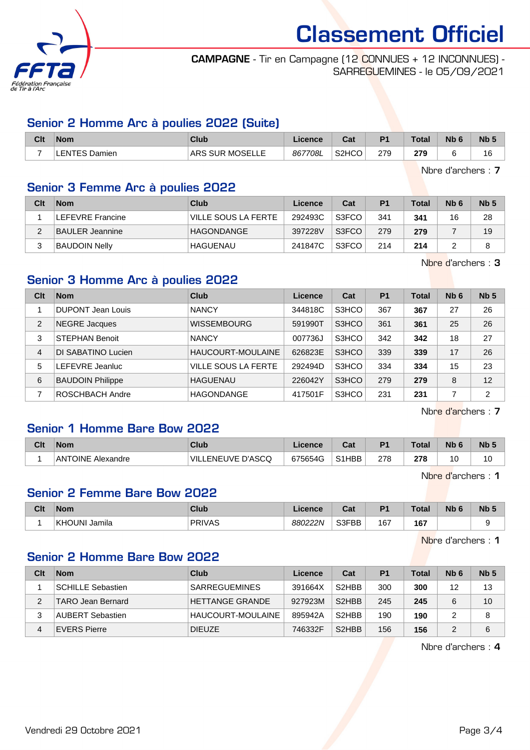# Classement Officiel

**CAMPAGNE** - Tir en Campagne (12 CONNUES + 12 INCONNUES) - SARREGUEMINES - le 05/09/2021

## Senior 2 Homme Arc à poulies 2022 (Suite)

| Clt | Nom | Club | Licence | Cat | P1 | Total | Nb 6 | Nb 5 |
|---|---|---|---|---|---|---|---|---|
| 7 | LENTES Damien | ARS SUR MOSELLE | *867708L* | S2HCO | 279 | **279** | 6 | 16 |

Nbre d'archers : **7**

## Senior 3 Femme Arc à poulies 2022

| Clt | Nom | Club | Licence | Cat | P1 | Total | Nb 6 | Nb 5 |
|---|---|---|---|---|---|---|---|---|
| 1 | LEFEVRE Francine | VILLE SOUS LA FERTE | 292493C | S3FCO | 341 | **341** | 16 | 28 |
| 2 | BAULER Jeannine | HAGONDANGE | 397228V | S3FCO | 279 | **279** | 7 | 19 |
| 3 | BAUDOIN Nelly | HAGUENAU | 241847C | S3FCO | 214 | **214** | 2 | 8 |

Nbre d'archers : **3**

## Senior 3 Homme Arc à poulies 2022

| Clt | Nom | Club | Licence | Cat | P1 | Total | Nb 6 | Nb 5 |
|---|---|---|---|---|---|---|---|---|
| 1 | DUPONT Jean Louis | NANCY | 344818C | S3HCO | 367 | **367** | 27 | 26 |
| 2 | NEGRE Jacques | WISSEMBOURG | 591990T | S3HCO | 361 | **361** | 25 | 26 |
| 3 | STEPHAN Benoit | NANCY | 007736J | S3HCO | 342 | **342** | 18 | 27 |
| 4 | DI SABATINO Lucien | HAUCOURT-MOULAINE | 626823E | S3HCO | 339 | **339** | 17 | 26 |
| 5 | LEFEVRE Jeanluc | VILLE SOUS LA FERTE | 292494D | S3HCO | 334 | **334** | 15 | 23 |
| 6 | BAUDOIN Philippe | HAGUENAU | 226042Y | S3HCO | 279 | **279** | 8 | 12 |
| 7 | ROSCHBACH Andre | HAGONDANGE | 417501F | S3HCO | 231 | **231** | 7 | 2 |

Nbre d'archers : **7**

## Senior 1 Homme Bare Bow 2022

| Clt | Nom | Club | Licence | Cat | P1 | Total | Nb 6 | Nb 5 |
|---|---|---|---|---|---|---|---|---|
| 1 | ANTOINE Alexandre | VILLENEUVE D'ASCQ | 675654G | S1HBB | 278 | **278** | 10 | 10 |

Nbre d'archers : **1**

## Senior 2 Femme Bare Bow 2022

| Clt | Nom | Club | Licence | Cat | P1 | Total | Nb 6 | Nb 5 |
|---|---|---|---|---|---|---|---|---|
| 1 | KHOUNI Jamila | PRIVAS | *880222N* | S3FBB | 167 | **167** | | 9 |

Nbre d'archers : **1**

## Senior 2 Homme Bare Bow 2022

| Clt | Nom | Club | Licence | Cat | P1 | Total | Nb 6 | Nb 5 |
|---|---|---|---|---|---|---|---|---|
| 1 | SCHILLE Sebastien | SARREGUEMINES | 391664X | S2HBB | 300 | **300** | 12 | 13 |
| 2 | TARO Jean Bernard | HETTANGE GRANDE | 927923M | S2HBB | 245 | **245** | 6 | 10 |
| 3 | AUBERT Sebastien | HAUCOURT-MOULAINE | 895942A | S2HBB | 190 | **190** | 2 | 8 |
| 4 | EVERS Pierre | DIEUZE | 746332F | S2HBB | 156 | **156** | 2 | 6 |

Nbre d'archers : **4**

Vendredi 29 Octobre 2021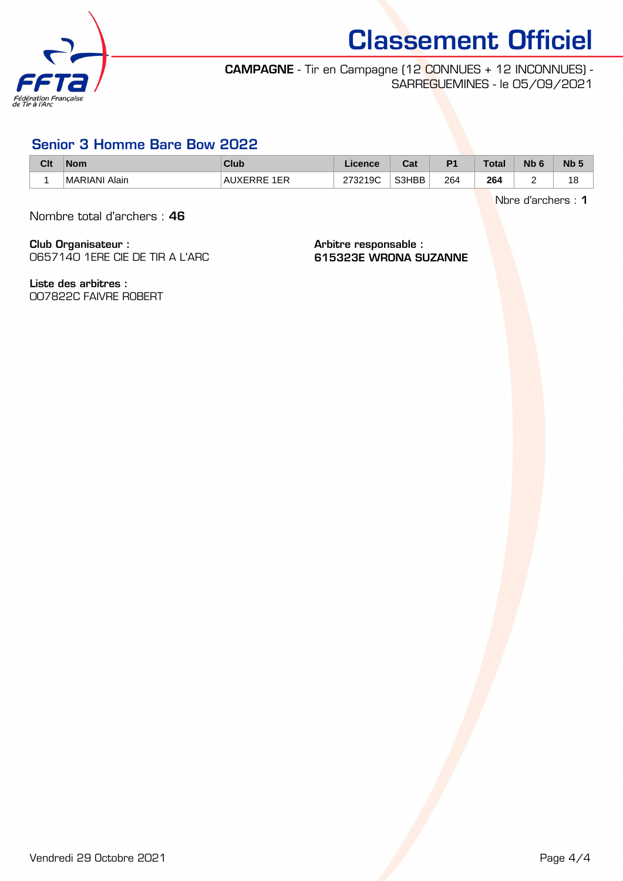# Classement Officiel

**CAMPAGNE** - Tir en Campagne (12 CONNUES + 12 INCONNUES) - SARREGUEMINES - le 05/09/2021

## Senior 3 Homme Bare Bow 2022

| Clt | Nom | Club | Licence | Cat | P1 | Total | Nb 6 | Nb 5 |
|---|---|---|---|---|---|---|---|---|
| 1 | MARIANI Alain | AUXERRE 1ER | 273219C | S3HBB | 264 | **264** | 2 | 18 |

Nbre d'archers : **1**

Nombre total d'archers : **46**

**Club Organisateur :**
0657140 1ERE CIE DE TIR A L'ARC

**Arbitre responsable :**
**615323E WRONA SUZANNE**

**Liste des arbitres :**
007822C FAIVRE ROBERT

Vendredi 29 Octobre 2021